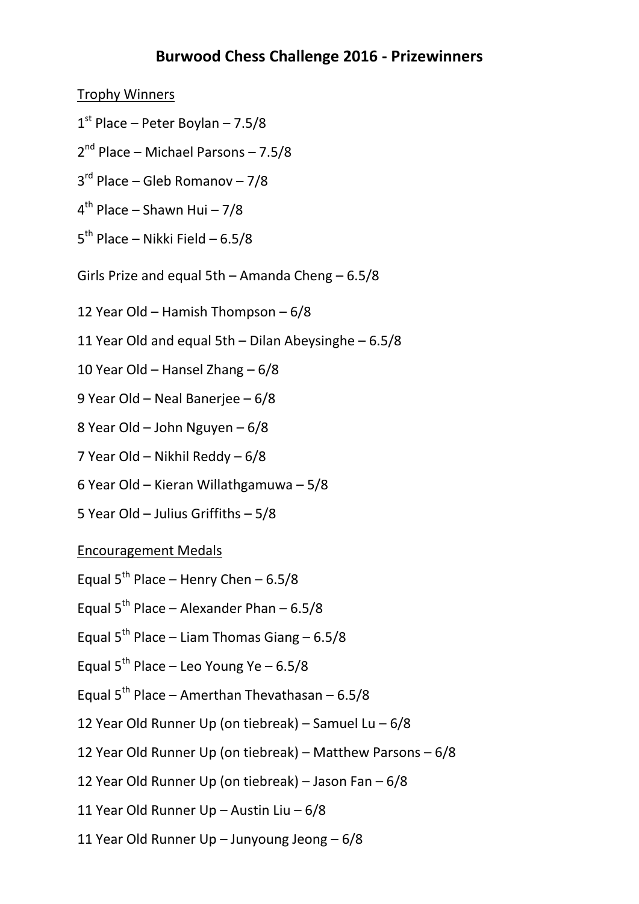# Burwood Chess Challenge 2016 - Prizewinners

Trophy Winners

1st Place – Peter Boylan – 7.5/8

2nd Place – Michael Parsons – 7.5/8

3rd Place – Gleb Romanov – 7/8

4th Place – Shawn Hui – 7/8

5th Place – Nikki Field – 6.5/8

Girls Prize and equal 5th – Amanda Cheng – 6.5/8

12 Year Old – Hamish Thompson – 6/8

11 Year Old and equal 5th – Dilan Abeysinghe – 6.5/8

10 Year Old – Hansel Zhang – 6/8

9 Year Old – Neal Banerjee – 6/8

8 Year Old – John Nguyen – 6/8

7 Year Old – Nikhil Reddy – 6/8

6 Year Old – Kieran Willathgamuwa – 5/8

5 Year Old – Julius Griffiths – 5/8

Encouragement Medals

Equal 5th Place – Henry Chen – 6.5/8

Equal 5th Place – Alexander Phan – 6.5/8

Equal 5th Place – Liam Thomas Giang – 6.5/8

Equal 5th Place – Leo Young Ye – 6.5/8

Equal 5th Place – Amerthan Thevathasan – 6.5/8

12 Year Old Runner Up (on tiebreak) – Samuel Lu – 6/8

12 Year Old Runner Up (on tiebreak) – Matthew Parsons – 6/8

12 Year Old Runner Up (on tiebreak) – Jason Fan – 6/8

11 Year Old Runner Up – Austin Liu – 6/8

11 Year Old Runner Up – Junyoung Jeong – 6/8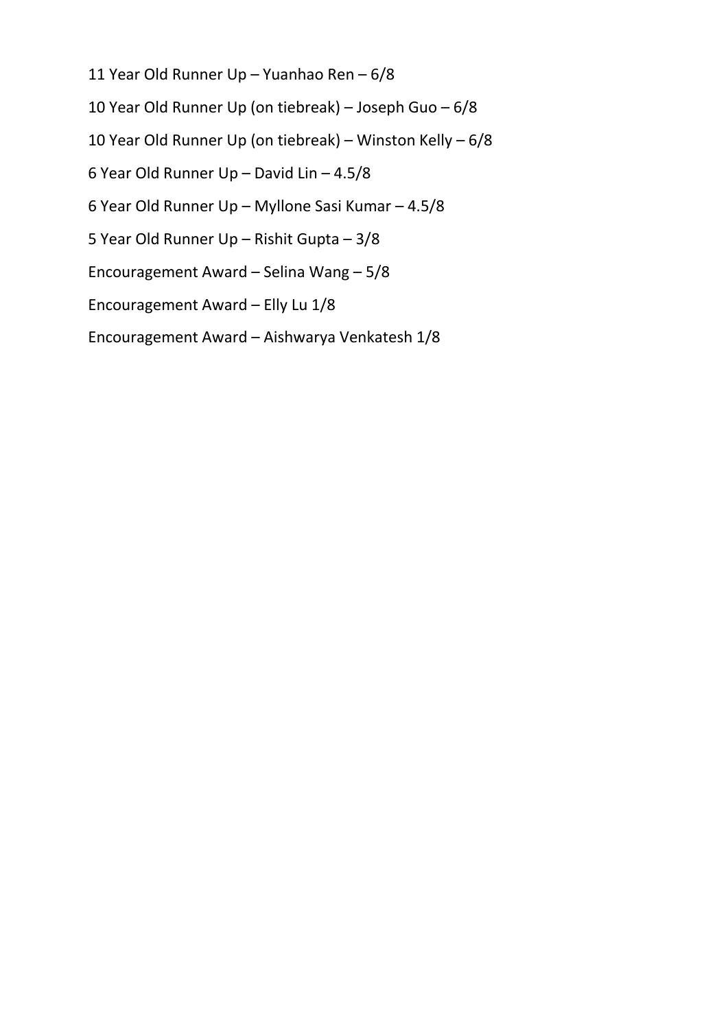11 Year Old Runner Up – Yuanhao Ren – 6/8

10 Year Old Runner Up (on tiebreak) – Joseph Guo – 6/8

10 Year Old Runner Up (on tiebreak) – Winston Kelly – 6/8

6 Year Old Runner Up – David Lin – 4.5/8

6 Year Old Runner Up – Myllone Sasi Kumar – 4.5/8

5 Year Old Runner Up – Rishit Gupta – 3/8

Encouragement Award – Selina Wang – 5/8

Encouragement Award – Elly Lu 1/8

Encouragement Award – Aishwarya Venkatesh 1/8